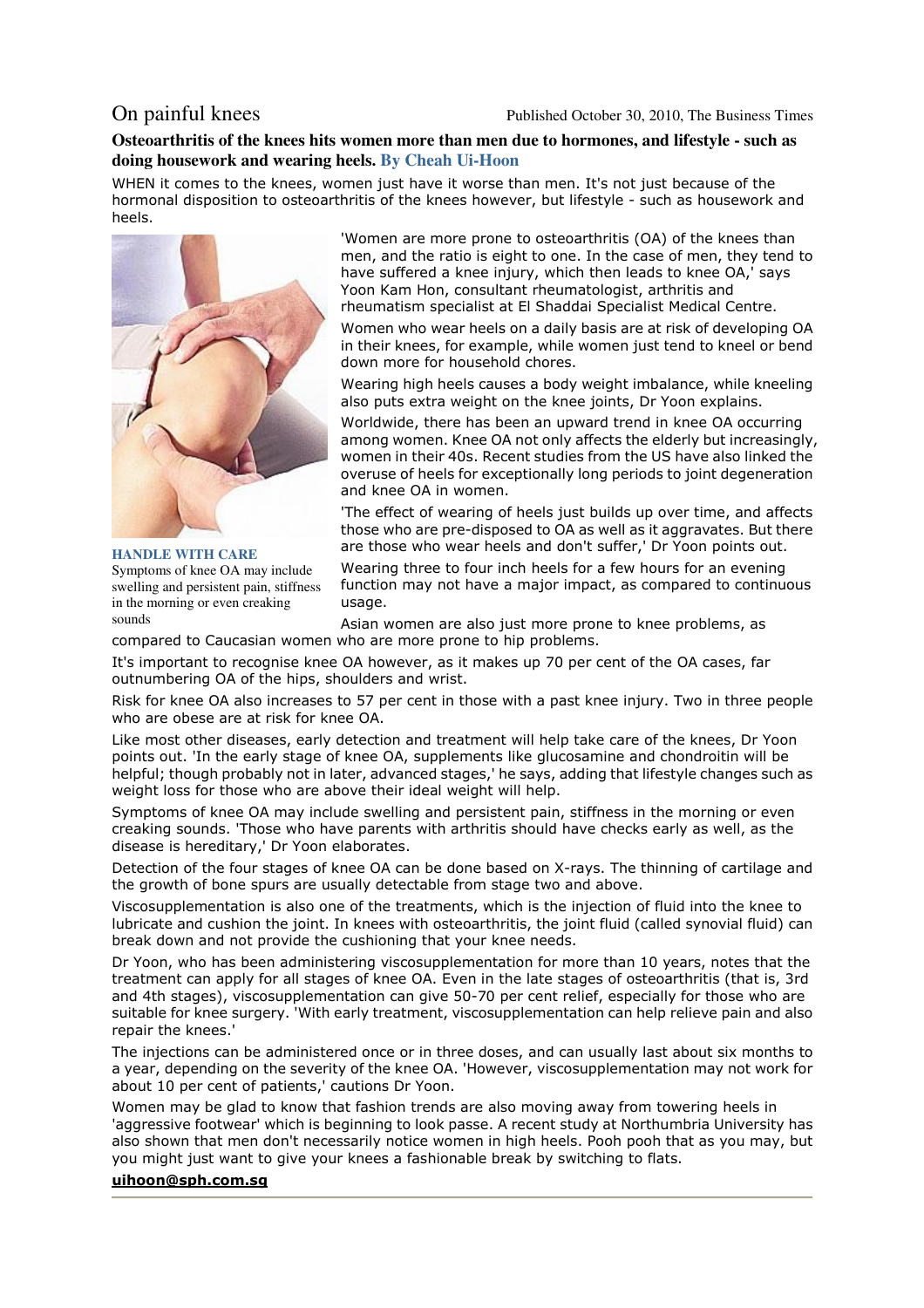# On painful knees

Published October 30, 2010, The Business Times

**Osteoarthritis of the knees hits women more than men due to hormones, and lifestyle - such as doing housework and wearing heels. By Cheah Ui-Hoon**

WHEN it comes to the knees, women just have it worse than men. It's not just because of the hormonal disposition to osteoarthritis of the knees however, but lifestyle - such as housework and heels.

**HANDLE WITH CARE**
Symptoms of knee OA may include swelling and persistent pain, stiffness in the morning or even creaking sounds

'Women are more prone to osteoarthritis (OA) of the knees than men, and the ratio is eight to one. In the case of men, they tend to have suffered a knee injury, which then leads to knee OA,' says Yoon Kam Hon, consultant rheumatologist, arthritis and rheumatism specialist at El Shaddai Specialist Medical Centre.

Women who wear heels on a daily basis are at risk of developing OA in their knees, for example, while women just tend to kneel or bend down more for household chores.

Wearing high heels causes a body weight imbalance, while kneeling also puts extra weight on the knee joints, Dr Yoon explains.

Worldwide, there has been an upward trend in knee OA occurring among women. Knee OA not only affects the elderly but increasingly, women in their 40s. Recent studies from the US have also linked the overuse of heels for exceptionally long periods to joint degeneration and knee OA in women.

'The effect of wearing of heels just builds up over time, and affects those who are pre-disposed to OA as well as it aggravates. But there are those who wear heels and don't suffer,' Dr Yoon points out.

Wearing three to four inch heels for a few hours for an evening function may not have a major impact, as compared to continuous usage.

Asian women are also just more prone to knee problems, as compared to Caucasian women who are more prone to hip problems.

It's important to recognise knee OA however, as it makes up 70 per cent of the OA cases, far outnumbering OA of the hips, shoulders and wrist.

Risk for knee OA also increases to 57 per cent in those with a past knee injury. Two in three people who are obese are at risk for knee OA.

Like most other diseases, early detection and treatment will help take care of the knees, Dr Yoon points out. 'In the early stage of knee OA, supplements like glucosamine and chondroitin will be helpful; though probably not in later, advanced stages,' he says, adding that lifestyle changes such as weight loss for those who are above their ideal weight will help.

Symptoms of knee OA may include swelling and persistent pain, stiffness in the morning or even creaking sounds. 'Those who have parents with arthritis should have checks early as well, as the disease is hereditary,' Dr Yoon elaborates.

Detection of the four stages of knee OA can be done based on X-rays. The thinning of cartilage and the growth of bone spurs are usually detectable from stage two and above.

Viscosupplementation is also one of the treatments, which is the injection of fluid into the knee to lubricate and cushion the joint. In knees with osteoarthritis, the joint fluid (called synovial fluid) can break down and not provide the cushioning that your knee needs.

Dr Yoon, who has been administering viscosupplementation for more than 10 years, notes that the treatment can apply for all stages of knee OA. Even in the late stages of osteoarthritis (that is, 3rd and 4th stages), viscosupplementation can give 50-70 per cent relief, especially for those who are suitable for knee surgery. 'With early treatment, viscosupplementation can help relieve pain and also repair the knees.'

The injections can be administered once or in three doses, and can usually last about six months to a year, depending on the severity of the knee OA. 'However, viscosupplementation may not work for about 10 per cent of patients,' cautions Dr Yoon.

Women may be glad to know that fashion trends are also moving away from towering heels in 'aggressive footwear' which is beginning to look passe. A recent study at Northumbria University has also shown that men don't necessarily notice women in high heels. Pooh pooh that as you may, but you might just want to give your knees a fashionable break by switching to flats.

**uihoon@sph.com.sg**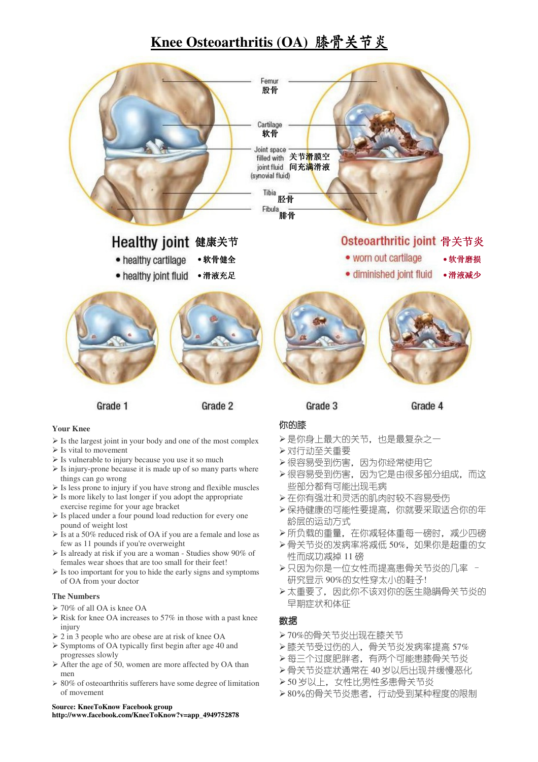# Knee Osteoarthritis (OA) 膝骨关节炎

Femur 股骨

Cartilage 软骨

Joint space filled with joint fluid (synovial fluid) 关节滑膜空间充满滑液

Tibia 胫骨

Fibula 腓骨

**Healthy joint 健康关节**

- healthy cartilage • 软骨健全
- healthy joint fluid • 滑液充足

**Osteoarthritic joint 骨关节炎**

- worn out cartilage • 软骨磨损
- diminished joint fluid • 滑液减少

Grade 1

Grade 2

Grade 3

Grade 4

### Your Knee

- Is the largest joint in your body and one of the most complex
- Is vital to movement
- Is vulnerable to injury because you use it so much
- Is injury-prone because it is made up of so many parts where things can go wrong
- Is less prone to injury if you have strong and flexible muscles
- Is more likely to last longer if you adopt the appropriate exercise regime for your age bracket
- Is placed under a four pound load reduction for every one pound of weight lost
- Is at a 50% reduced risk of OA if you are a female and lose as few as 11 pounds if you're overweight
- Is already at risk if you are a woman - Studies show 90% of females wear shoes that are too small for their feet!
- Is too important for you to hide the early signs and symptoms of OA from your doctor

### The Numbers

- 70% of all OA is knee OA
- Risk for knee OA increases to 57% in those with a past knee injury
- 2 in 3 people who are obese are at risk of knee OA
- Symptoms of OA typically first begin after age 40 and progresses slowly
- After the age of 50, women are more affected by OA than men
- 80% of osteoarthritis sufferers have some degree of limitation of movement

**Source: KneeToKnow Facebook group**
**http://www.facebook.com/KneeToKnow?v=app_4949752878**

### 你的膝

- 是你身上最大的关节，也是最复杂之一
- 对行动至关重要
- 很容易受到伤害，因为你经常使用它
- 很容易受到伤害，因为它是由很多部分组成，而这些部分都有可能出现毛病
- 在你有强壮和灵活的肌肉时较不容易受伤
- 保持健康的可能性要提高，你就要采取适合你的年龄层的运动方式
- 所负载的重量，在你减轻体重每一磅时，减少四磅
- 骨关节炎的发病率将减低 50%，如果你是超重的女性而成功减掉 11 磅
- 只因为你是一位女性而提高患骨关节炎的几率 – 研究显示 90%的女性穿太小的鞋子!
- 太重要了，因此你不该对你的医生隐瞒骨关节炎的早期症状和体征

### 数据

- 70%的骨关节炎出现在膝关节
- 膝关节受过伤的人，骨关节炎发病率提高 57%
- 每三个过度肥胖者，有两个可能患膝骨关节炎
- 骨关节炎症状通常在 40 岁以后出现并缓慢恶化
- 50 岁以上，女性比男性多患骨关节炎
- 80%的骨关节炎患者，行动受到某种程度的限制